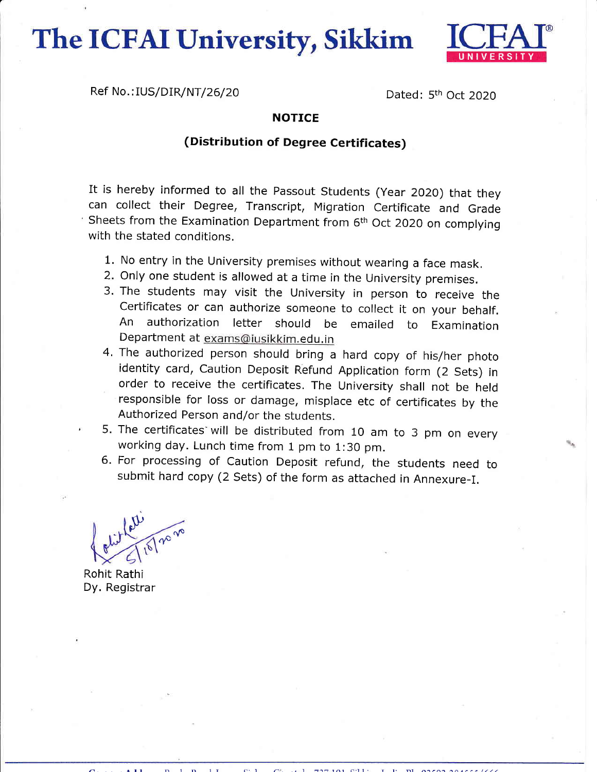# The ICFAI University, Sikkim

Ref No.:IUS/DIR/NT/26/20

Dated: 5th Oct 2020

**NOTICE**

**(Distribution of Degree Certificates)**

It is hereby informed to all the Passout Students (Year 2020) that they can collect their Degree, Transcript, Migration Certificate and Grade Sheets from the Examination Department from 6th Oct 2020 on complying with the stated conditions.

1. No entry in the University premises without wearing a face mask.
2. Only one student is allowed at a time in the University premises.
3. The students may visit the University in person to receive the Certificates or can authorize someone to collect it on your behalf. An authorization letter should be emailed to Examination Department at exams@iusikkim.edu.in
4. The authorized person should bring a hard copy of his/her photo identity card, Caution Deposit Refund Application form (2 Sets) in order to receive the certificates. The University shall not be held responsible for loss or damage, misplace etc of certificates by the Authorized Person and/or the students.
5. The certificates will be distributed from 10 am to 3 pm on every working day. Lunch time from 1 pm to 1:30 pm.
6. For processing of Caution Deposit refund, the students need to submit hard copy (2 Sets) of the form as attached in Annexure-I.

5/10/2020

Rohit Rathi
Dy. Registrar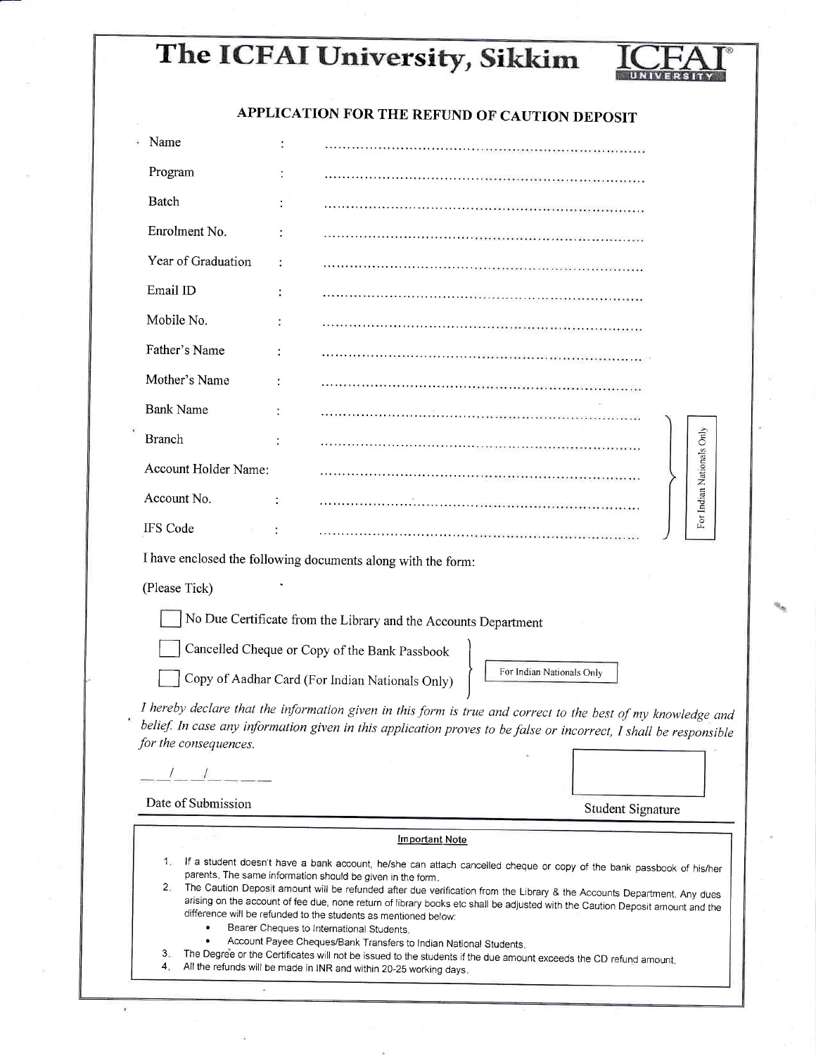# The ICFAI University, Sikkim

ICFAI UNIVERSITY

## APPLICATION FOR THE REFUND OF CAUTION DEPOSIT

Name : ..........................................................................

Program : ..........................................................................

Batch : ..........................................................................

Enrolment No. : ..........................................................................

Year of Graduation : ..........................................................................

Email ID : ..........................................................................

Mobile No. : ..........................................................................

Father's Name : ..........................................................................

Mother's Name : ..........................................................................

Bank Name : ..........................................................................

Branch : .......................................................................... } For Indian Nationals Only

Account Holder Name: ..........................................................................

Account No. : ..........................................................................

IFS Code : ..........................................................................

I have enclosed the following documents along with the form:

(Please Tick)

- [ ] No Due Certificate from the Library and the Accounts Department
- [ ] Cancelled Cheque or Copy of the Bank Passbook } For Indian Nationals Only
- [ ] Copy of Aadhar Card (For Indian Nationals Only)

*I hereby declare that the information given in this form is true and correct to the best of my knowledge and belief. In case any information given in this application proves to be false or incorrect, I shall be responsible for the consequences.*

__ / __ / ____

Date of Submission

Student Signature

**Important Note**

1. If a student doesn't have a bank account, he/she can attach cancelled cheque or copy of the bank passbook of his/her parents. The same information should be given in the form.
2. The Caution Deposit amount will be refunded after due verification from the Library & the Accounts Department. Any dues arising on the account of fee due, none return of library books etc shall be adjusted with the Caution Deposit amount and the difference will be refunded to the students as mentioned below:
   - Bearer Cheques to International Students.
   - Account Payee Cheques/Bank Transfers to Indian National Students.
3. The Degree or the Certificates will not be issued to the students if the due amount exceeds the CD refund amount.
4. All the refunds will be made in INR and within 20-25 working days.